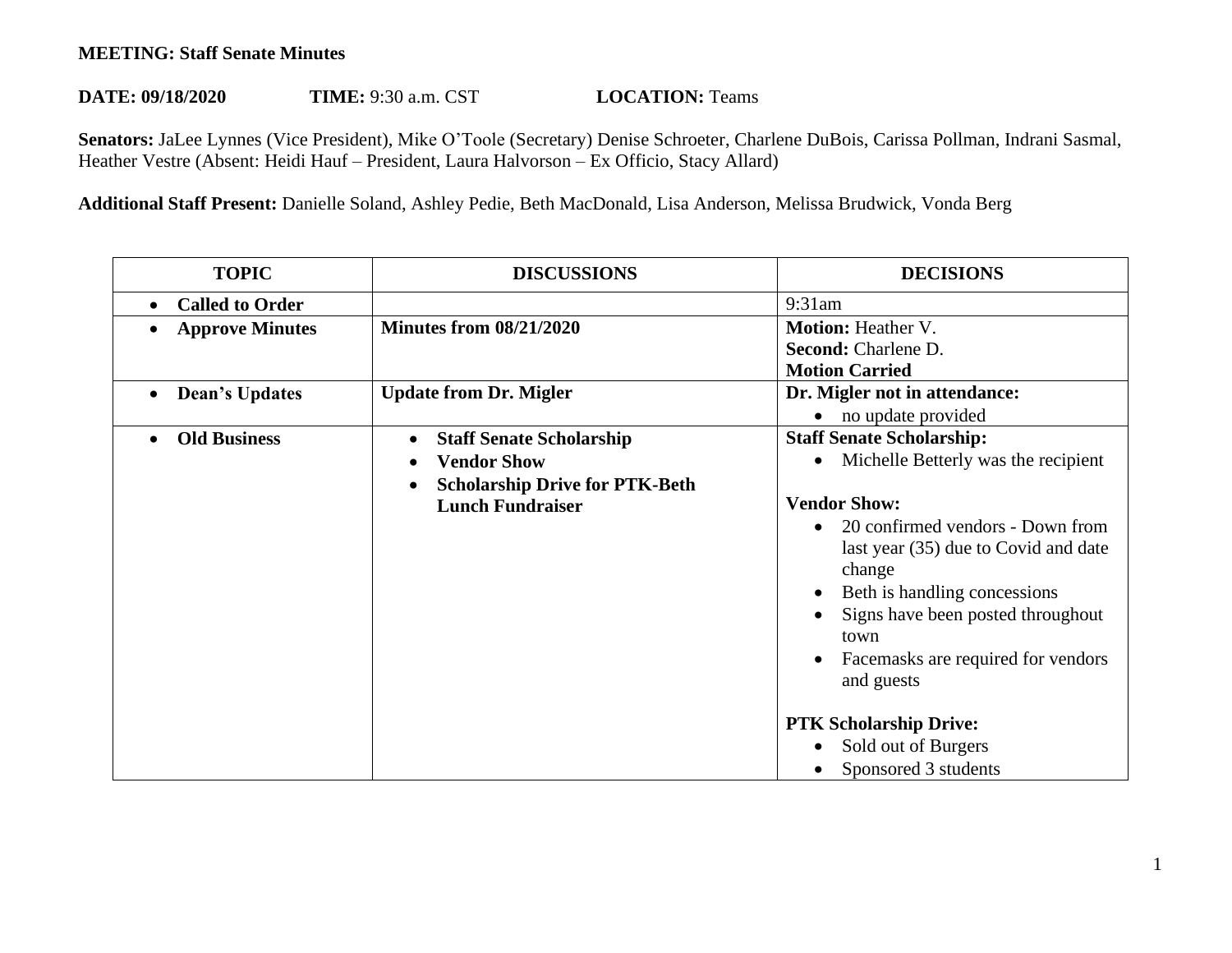**MEETING: Staff Senate Minutes**

**DATE: 09/18/2020** **TIME:** 9:30 a.m. CST **LOCATION:** Teams

**Senators:** JaLee Lynnes (Vice President), Mike O'Toole (Secretary) Denise Schroeter, Charlene DuBois, Carissa Pollman, Indrani Sasmal, Heather Vestre (Absent: Heidi Hauf – President, Laura Halvorson – Ex Officio, Stacy Allard)

**Additional Staff Present:** Danielle Soland, Ashley Pedie, Beth MacDonald, Lisa Anderson, Melissa Brudwick, Vonda Berg

| TOPIC | DISCUSSIONS | DECISIONS |
|---|---|---|
| • **Called to Order** | | 9:31am |
| • **Approve Minutes** | **Minutes from 08/21/2020** | **Motion:** Heather V.<br>**Second:** Charlene D.<br>**Motion Carried** |
| • **Dean's Updates** | **Update from Dr. Migler** | **Dr. Migler not in attendance:**<br>• no update provided |
| • **Old Business** | • **Staff Senate Scholarship**<br>• **Vendor Show**<br>• **Scholarship Drive for PTK-Beth Lunch Fundraiser** | **Staff Senate Scholarship:**<br>• Michelle Betterly was the recipient<br><br>**Vendor Show:**<br>• 20 confirmed vendors - Down from last year (35) due to Covid and date change<br>• Beth is handling concessions<br>• Signs have been posted throughout town<br>• Facemasks are required for vendors and guests<br><br>**PTK Scholarship Drive:**<br>• Sold out of Burgers<br>• Sponsored 3 students |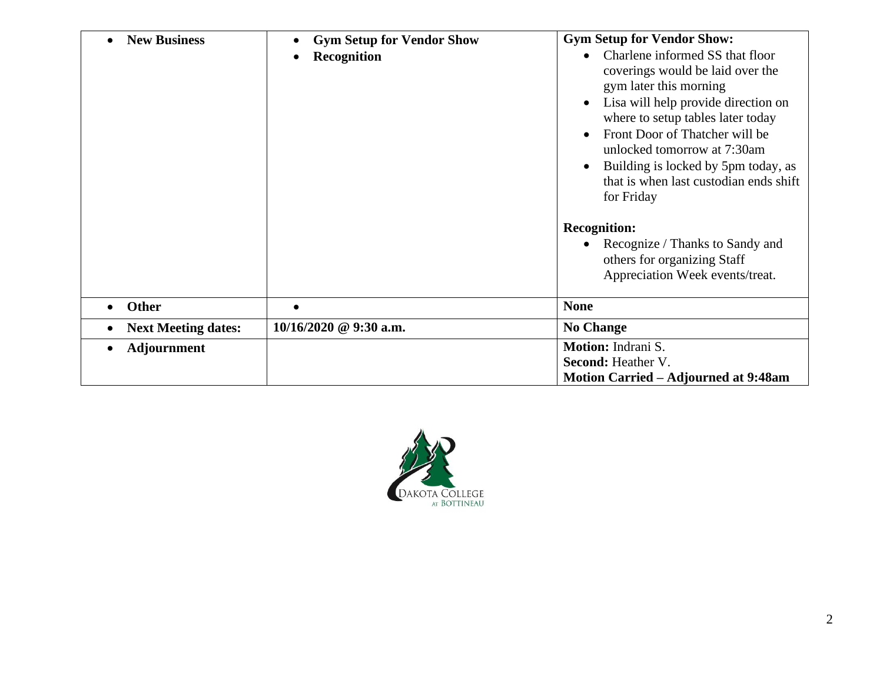| | | |
|---|---|---|
| • **New Business** | • **Gym Setup for Vendor Show**<br>• **Recognition** | **Gym Setup for Vendor Show:**<br>• Charlene informed SS that floor coverings would be laid over the gym later this morning<br>• Lisa will help provide direction on where to setup tables later today<br>• Front Door of Thatcher will be unlocked tomorrow at 7:30am<br>• Building is locked by 5pm today, as that is when last custodian ends shift for Friday<br><br>**Recognition:**<br>• Recognize / Thanks to Sandy and others for organizing Staff Appreciation Week events/treat. |
| • **Other** | • | **None** |
| • **Next Meeting dates:** | **10/16/2020 @ 9:30 a.m.** | **No Change** |
| • **Adjournment** | | **Motion:** Indrani S.<br>**Second:** Heather V.<br>**Motion Carried – Adjourned at 9:48am** |

DAKOTA COLLEGE AT BOTTINEAU